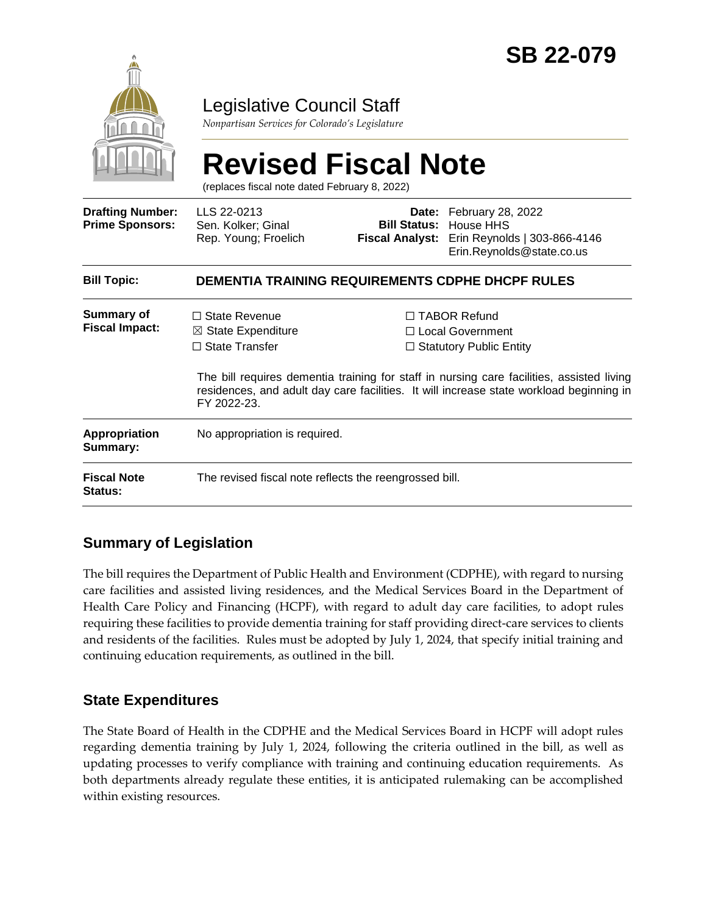# SB 22-079

## Legislative Council Staff

*Nonpartisan Services for Colorado's Legislature*

# Revised Fiscal Note

(replaces fiscal note dated February 8, 2022)

| | | | |
|---|---|---|---|
| **Drafting Number:** | LLS 22-0213 | **Date:** | February 28, 2022 |
| **Prime Sponsors:** | Sen. Kolker; Ginal<br>Rep. Young; Froelich | **Bill Status:** | House HHS |
| | | **Fiscal Analyst:** | Erin Reynolds \| 303-866-4146<br>Erin.Reynolds@state.co.us |

| | |
|---|---|
| **Bill Topic:** | **DEMENTIA TRAINING REQUIREMENTS CDPHE DHCPF RULES** |
| **Summary of Fiscal Impact:** | ☐ State Revenue ☒ State Expenditure ☐ State Transfer ☐ TABOR Refund ☐ Local Government ☐ Statutory Public Entity<br><br>The bill requires dementia training for staff in nursing care facilities, assisted living residences, and adult day care facilities. It will increase state workload beginning in FY 2022-23. |
| **Appropriation Summary:** | No appropriation is required. |
| **Fiscal Note Status:** | The revised fiscal note reflects the reengrossed bill. |

## Summary of Legislation

The bill requires the Department of Public Health and Environment (CDPHE), with regard to nursing care facilities and assisted living residences, and the Medical Services Board in the Department of Health Care Policy and Financing (HCPF), with regard to adult day care facilities, to adopt rules requiring these facilities to provide dementia training for staff providing direct-care services to clients and residents of the facilities. Rules must be adopted by July 1, 2024, that specify initial training and continuing education requirements, as outlined in the bill.

## State Expenditures

The State Board of Health in the CDPHE and the Medical Services Board in HCPF will adopt rules regarding dementia training by July 1, 2024, following the criteria outlined in the bill, as well as updating processes to verify compliance with training and continuing education requirements. As both departments already regulate these entities, it is anticipated rulemaking can be accomplished within existing resources.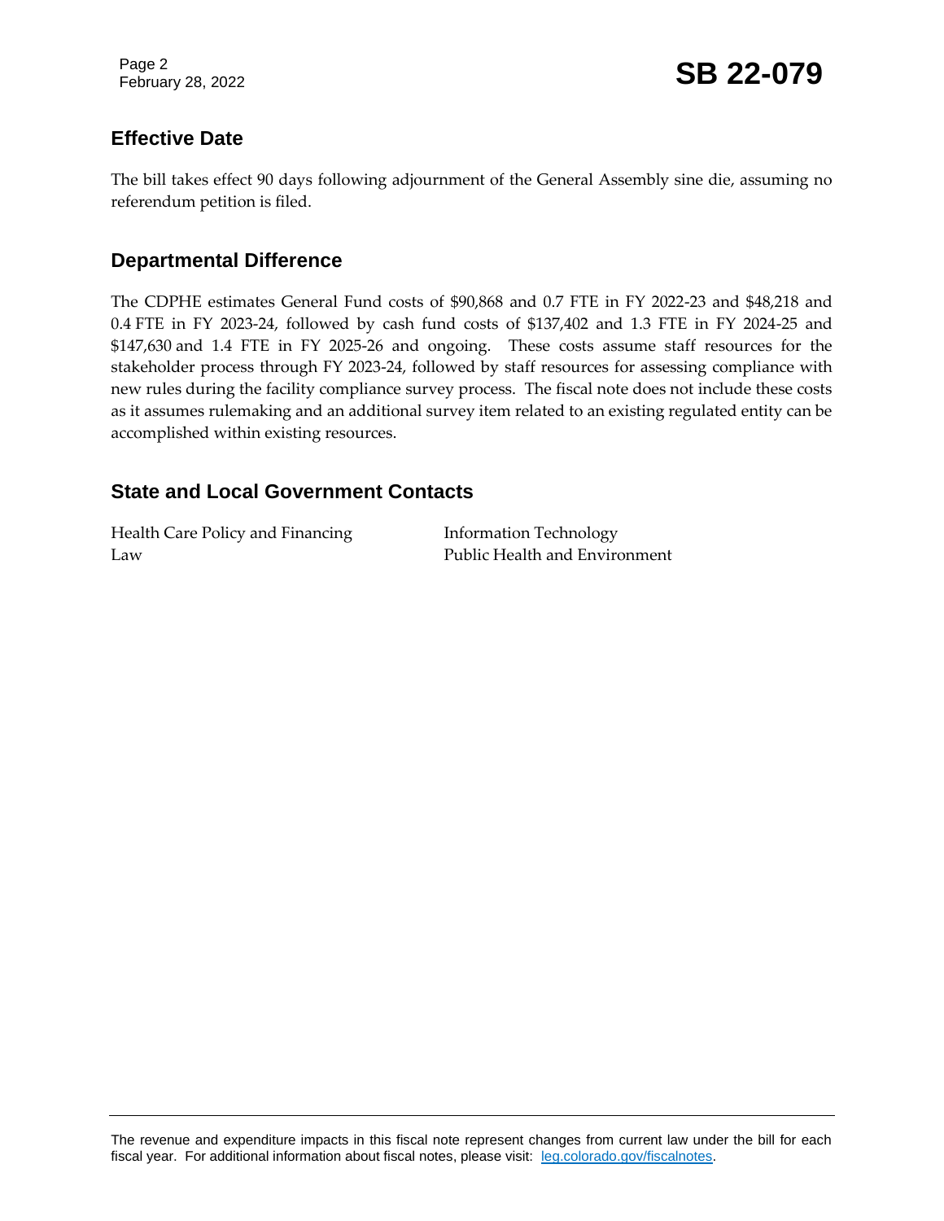## Effective Date

The bill takes effect 90 days following adjournment of the General Assembly sine die, assuming no referendum petition is filed.

## Departmental Difference

The CDPHE estimates General Fund costs of $90,868 and 0.7 FTE in FY 2022-23 and $48,218 and 0.4 FTE in FY 2023-24, followed by cash fund costs of $137,402 and 1.3 FTE in FY 2024-25 and $147,630 and 1.4 FTE in FY 2025-26 and ongoing. These costs assume staff resources for the stakeholder process through FY 2023-24, followed by staff resources for assessing compliance with new rules during the facility compliance survey process. The fiscal note does not include these costs as it assumes rulemaking and an additional survey item related to an existing regulated entity can be accomplished within existing resources.

## State and Local Government Contacts

Health Care Policy and Financing
Information Technology
Law
Public Health and Environment

The revenue and expenditure impacts in this fiscal note represent changes from current law under the bill for each fiscal year. For additional information about fiscal notes, please visit: leg.colorado.gov/fiscalnotes.